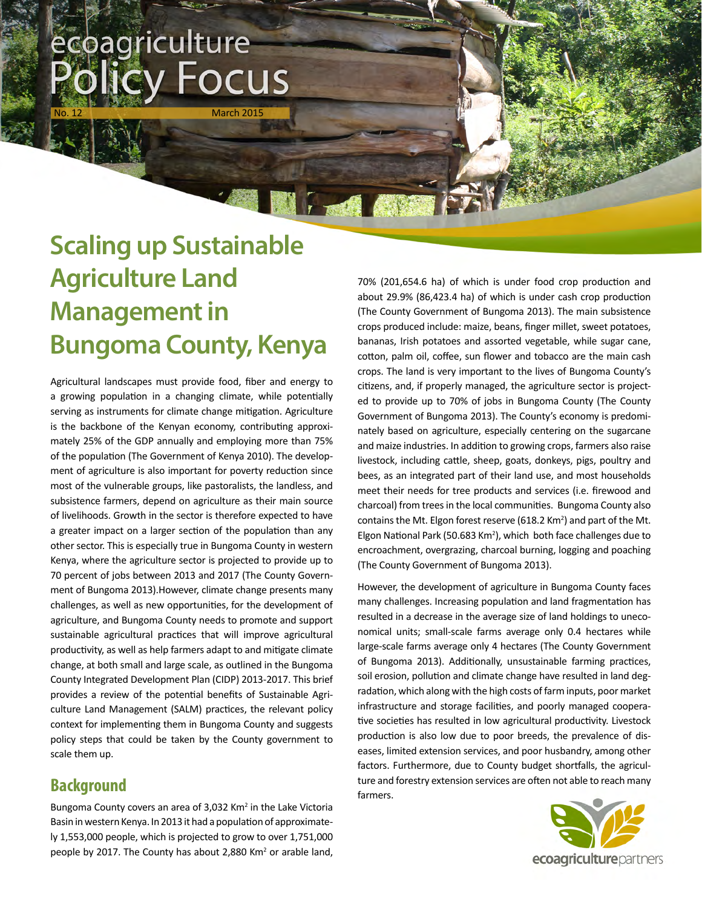ecoagriculture Policy Focus

No. 12 March 2015

# Scaling up Sustainable Agriculture Land Management in Bungoma County, Kenya

Agricultural landscapes must provide food, fiber and energy to a growing population in a changing climate, while potentially serving as instruments for climate change mitigation. Agriculture is the backbone of the Kenyan economy, contributing approximately 25% of the GDP annually and employing more than 75% of the population (The Government of Kenya 2010). The development of agriculture is also important for poverty reduction since most of the vulnerable groups, like pastoralists, the landless, and subsistence farmers, depend on agriculture as their main source of livelihoods. Growth in the sector is therefore expected to have a greater impact on a larger section of the population than any other sector. This is especially true in Bungoma County in western Kenya, where the agriculture sector is projected to provide up to 70 percent of jobs between 2013 and 2017 (The County Government of Bungoma 2013).However, climate change presents many challenges, as well as new opportunities, for the development of agriculture, and Bungoma County needs to promote and support sustainable agricultural practices that will improve agricultural productivity, as well as help farmers adapt to and mitigate climate change, at both small and large scale, as outlined in the Bungoma County Integrated Development Plan (CIDP) 2013-2017. This brief provides a review of the potential benefits of Sustainable Agriculture Land Management (SALM) practices, the relevant policy context for implementing them in Bungoma County and suggests policy steps that could be taken by the County government to scale them up.

## Background

Bungoma County covers an area of 3,032 Km$^2$ in the Lake Victoria Basin in western Kenya. In 2013 it had a population of approximately 1,553,000 people, which is projected to grow to over 1,751,000 people by 2017. The County has about 2,880 Km$^2$ or arable land, 70% (201,654.6 ha) of which is under food crop production and about 29.9% (86,423.4 ha) of which is under cash crop production (The County Government of Bungoma 2013). The main subsistence crops produced include: maize, beans, finger millet, sweet potatoes, bananas, Irish potatoes and assorted vegetable, while sugar cane, cotton, palm oil, coffee, sun flower and tobacco are the main cash crops. The land is very important to the lives of Bungoma County's citizens, and, if properly managed, the agriculture sector is projected to provide up to 70% of jobs in Bungoma County (The County Government of Bungoma 2013). The County's economy is predominately based on agriculture, especially centering on the sugarcane and maize industries. In addition to growing crops, farmers also raise livestock, including cattle, sheep, goats, donkeys, pigs, poultry and bees, as an integrated part of their land use, and most households meet their needs for tree products and services (i.e. firewood and charcoal) from trees in the local communities. Bungoma County also contains the Mt. Elgon forest reserve (618.2 Km$^2$) and part of the Mt. Elgon National Park (50.683 Km$^2$), which both face challenges due to encroachment, overgrazing, charcoal burning, logging and poaching (The County Government of Bungoma 2013).

However, the development of agriculture in Bungoma County faces many challenges. Increasing population and land fragmentation has resulted in a decrease in the average size of land holdings to uneconomical units; small-scale farms average only 0.4 hectares while large-scale farms average only 4 hectares (The County Government of Bungoma 2013). Additionally, unsustainable farming practices, soil erosion, pollution and climate change have resulted in land degradation, which along with the high costs of farm inputs, poor market infrastructure and storage facilities, and poorly managed cooperative societies has resulted in low agricultural productivity. Livestock production is also low due to poor breeds, the prevalence of diseases, limited extension services, and poor husbandry, among other factors. Furthermore, due to County budget shortfalls, the agriculture and forestry extension services are often not able to reach many farmers.

ecoagriculturepartners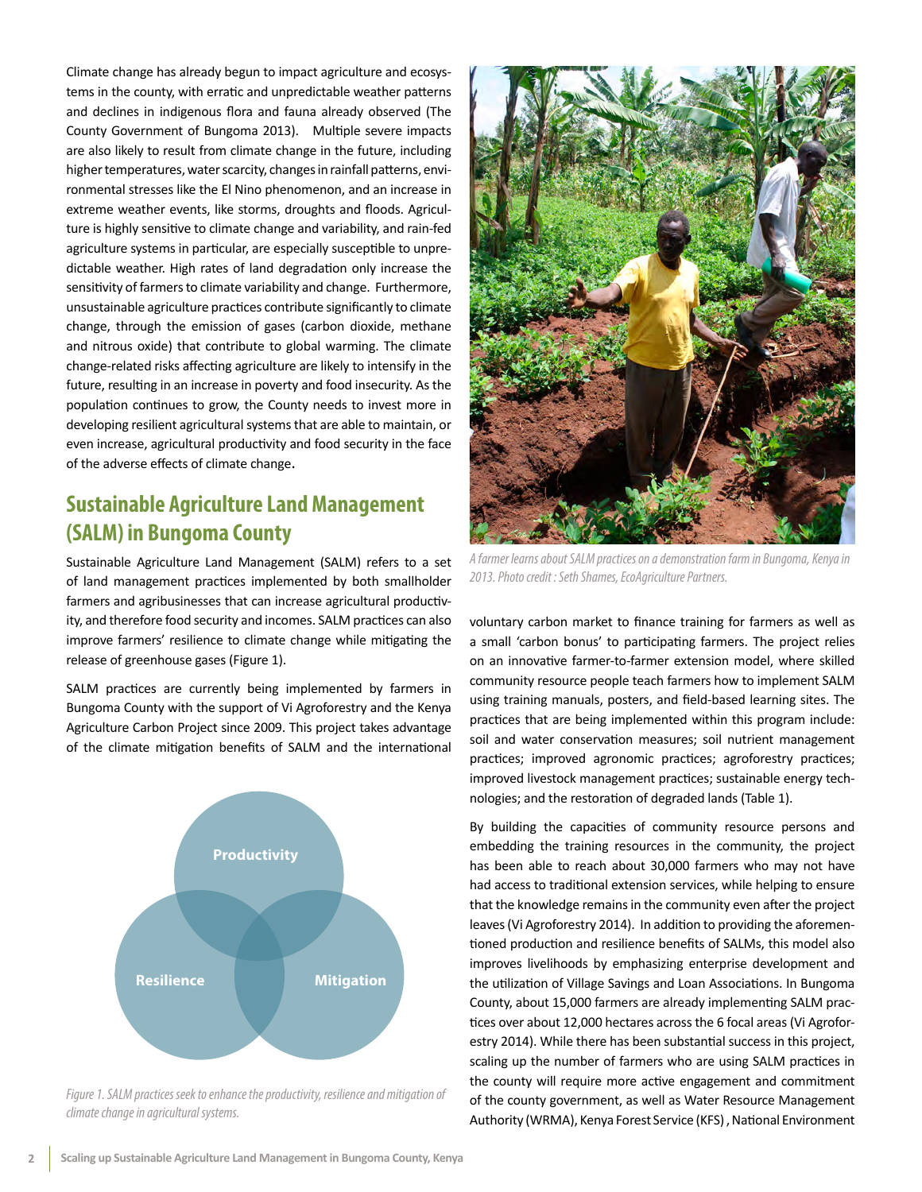Climate change has already begun to impact agriculture and ecosystems in the county, with erratic and unpredictable weather patterns and declines in indigenous flora and fauna already observed (The County Government of Bungoma 2013). Multiple severe impacts are also likely to result from climate change in the future, including higher temperatures, water scarcity, changes in rainfall patterns, environmental stresses like the El Nino phenomenon, and an increase in extreme weather events, like storms, droughts and floods. Agriculture is highly sensitive to climate change and variability, and rain-fed agriculture systems in particular, are especially susceptible to unpredictable weather. High rates of land degradation only increase the sensitivity of farmers to climate variability and change. Furthermore, unsustainable agriculture practices contribute significantly to climate change, through the emission of gases (carbon dioxide, methane and nitrous oxide) that contribute to global warming. The climate change-related risks affecting agriculture are likely to intensify in the future, resulting in an increase in poverty and food insecurity. As the population continues to grow, the County needs to invest more in developing resilient agricultural systems that are able to maintain, or even increase, agricultural productivity and food security in the face of the adverse effects of climate change.

## Sustainable Agriculture Land Management (SALM) in Bungoma County

Sustainable Agriculture Land Management (SALM) refers to a set of land management practices implemented by both smallholder farmers and agribusinesses that can increase agricultural productivity, and therefore food security and incomes. SALM practices can also improve farmers' resilience to climate change while mitigating the release of greenhouse gases (Figure 1).

SALM practices are currently being implemented by farmers in Bungoma County with the support of Vi Agroforestry and the Kenya Agriculture Carbon Project since 2009. This project takes advantage of the climate mitigation benefits of SALM and the international voluntary carbon market to finance training for farmers as well as a small 'carbon bonus' to participating farmers. The project relies on an innovative farmer-to-farmer extension model, where skilled community resource people teach farmers how to implement SALM using training manuals, posters, and field-based learning sites. The practices that are being implemented within this program include: soil and water conservation measures; soil nutrient management practices; improved agronomic practices; agroforestry practices; improved livestock management practices; sustainable energy technologies; and the restoration of degraded lands (Table 1).

Productivity

Resilience

Mitigation

*Figure 1. SALM practices seek to enhance the productivity, resilience and mitigation of climate change in agricultural systems.*

*A farmer learns about SALM practices on a demonstration farm in Bungoma, Kenya in 2013. Photo credit : Seth Shames, EcoAgriculture Partners.*

By building the capacities of community resource persons and embedding the training resources in the community, the project has been able to reach about 30,000 farmers who may not have had access to traditional extension services, while helping to ensure that the knowledge remains in the community even after the project leaves (Vi Agroforestry 2014). In addition to providing the aforementioned production and resilience benefits of SALMs, this model also improves livelihoods by emphasizing enterprise development and the utilization of Village Savings and Loan Associations. In Bungoma County, about 15,000 farmers are already implementing SALM practices over about 12,000 hectares across the 6 focal areas (Vi Agroforestry 2014). While there has been substantial success in this project, scaling up the number of farmers who are using SALM practices in the county will require more active engagement and commitment of the county government, as well as Water Resource Management Authority (WRMA), Kenya Forest Service (KFS) , National Environment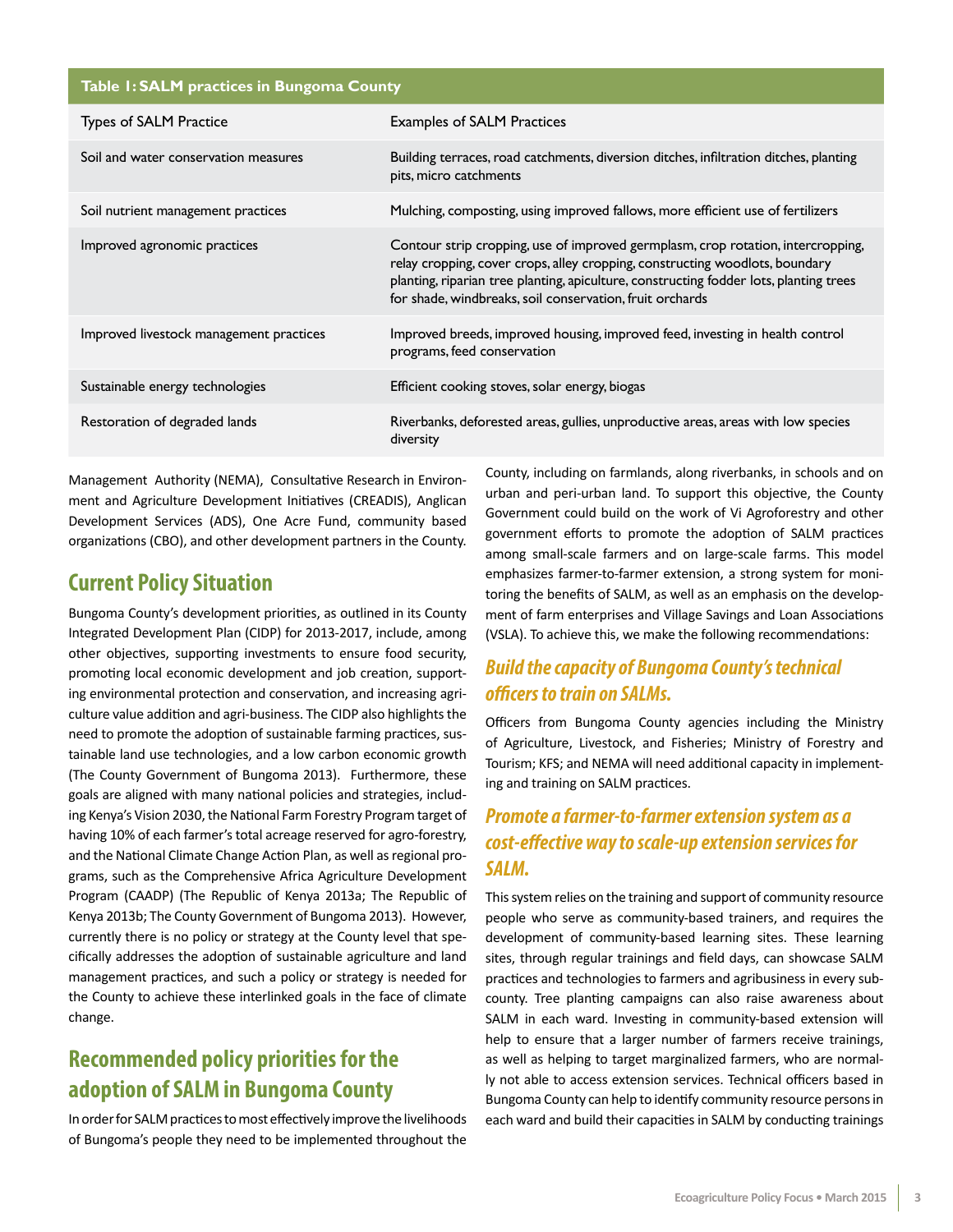| Table 1: SALM practices in Bungoma County | |
|---|---|
| Types of SALM Practice | Examples of SALM Practices |
| Soil and water conservation measures | Building terraces, road catchments, diversion ditches, infiltration ditches, planting pits, micro catchments |
| Soil nutrient management practices | Mulching, composting, using improved fallows, more efficient use of fertilizers |
| Improved agronomic practices | Contour strip cropping, use of improved germplasm, crop rotation, intercropping, relay cropping, cover crops, alley cropping, constructing woodlots, boundary planting, riparian tree planting, apiculture, constructing fodder lots, planting trees for shade, windbreaks, soil conservation, fruit orchards |
| Improved livestock management practices | Improved breeds, improved housing, improved feed, investing in health control programs, feed conservation |
| Sustainable energy technologies | Efficient cooking stoves, solar energy, biogas |
| Restoration of degraded lands | Riverbanks, deforested areas, gullies, unproductive areas, areas with low species diversity |

Management Authority (NEMA), Consultative Research in Environment and Agriculture Development Initiatives (CREADIS), Anglican Development Services (ADS), One Acre Fund, community based organizations (CBO), and other development partners in the County.

## Current Policy Situation

Bungoma County's development priorities, as outlined in its County Integrated Development Plan (CIDP) for 2013-2017, include, among other objectives, supporting investments to ensure food security, promoting local economic development and job creation, supporting environmental protection and conservation, and increasing agriculture value addition and agri-business. The CIDP also highlights the need to promote the adoption of sustainable farming practices, sustainable land use technologies, and a low carbon economic growth (The County Government of Bungoma 2013). Furthermore, these goals are aligned with many national policies and strategies, including Kenya's Vision 2030, the National Farm Forestry Program target of having 10% of each farmer's total acreage reserved for agro-forestry, and the National Climate Change Action Plan, as well as regional programs, such as the Comprehensive Africa Agriculture Development Program (CAADP) (The Republic of Kenya 2013a; The Republic of Kenya 2013b; The County Government of Bungoma 2013). However, currently there is no policy or strategy at the County level that specifically addresses the adoption of sustainable agriculture and land management practices, and such a policy or strategy is needed for the County to achieve these interlinked goals in the face of climate change.

## Recommended policy priorities for the adoption of SALM in Bungoma County

In order for SALM practices to most effectively improve the livelihoods of Bungoma's people they need to be implemented throughout the County, including on farmlands, along riverbanks, in schools and on urban and peri-urban land. To support this objective, the County Government could build on the work of Vi Agroforestry and other government efforts to promote the adoption of SALM practices among small-scale farmers and on large-scale farms. This model emphasizes farmer-to-farmer extension, a strong system for monitoring the benefits of SALM, as well as an emphasis on the development of farm enterprises and Village Savings and Loan Associations (VSLA). To achieve this, we make the following recommendations:

### *Build the capacity of Bungoma County's technical officers to train on SALMs.*

Officers from Bungoma County agencies including the Ministry of Agriculture, Livestock, and Fisheries; Ministry of Forestry and Tourism; KFS; and NEMA will need additional capacity in implementing and training on SALM practices.

### *Promote a farmer-to-farmer extension system as a cost-effective way to scale-up extension services for SALM.*

This system relies on the training and support of community resource people who serve as community-based trainers, and requires the development of community-based learning sites. These learning sites, through regular trainings and field days, can showcase SALM practices and technologies to farmers and agribusiness in every sub-county. Tree planting campaigns can also raise awareness about SALM in each ward. Investing in community-based extension will help to ensure that a larger number of farmers receive trainings, as well as helping to target marginalized farmers, who are normally not able to access extension services. Technical officers based in Bungoma County can help to identify community resource persons in each ward and build their capacities in SALM by conducting trainings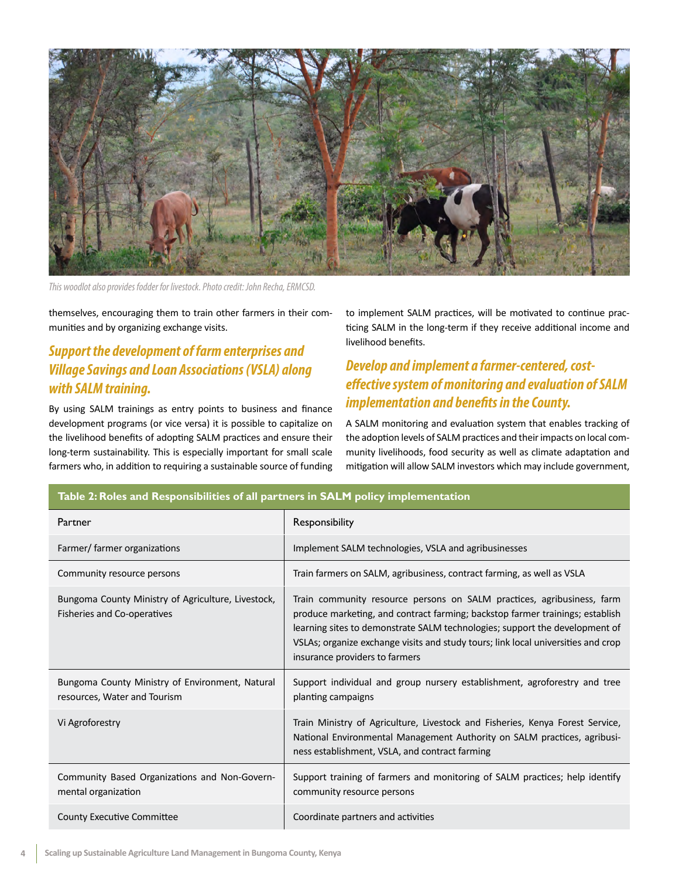*This woodlot also provides fodder for livestock. Photo credit: John Recha, ERMCSD.*

themselves, encouraging them to train other farmers in their communities and by organizing exchange visits.

### *Support the development of farm enterprises and Village Savings and Loan Associations (VSLA) along with SALM training.*

By using SALM trainings as entry points to business and finance development programs (or vice versa) it is possible to capitalize on the livelihood benefits of adopting SALM practices and ensure their long-term sustainability. This is especially important for small scale farmers who, in addition to requiring a sustainable source of funding to implement SALM practices, will be motivated to continue practicing SALM in the long-term if they receive additional income and livelihood benefits.

### *Develop and implement a farmer-centered, cost-effective system of monitoring and evaluation of SALM implementation and benefits in the County.*

A SALM monitoring and evaluation system that enables tracking of the adoption levels of SALM practices and their impacts on local community livelihoods, food security as well as climate adaptation and mitigation will allow SALM investors which may include government,

**Table 2: Roles and Responsibilities of all partners in SALM policy implementation**

| Partner | Responsibility |
| --- | --- |
| Farmer/ farmer organizations | Implement SALM technologies, VSLA and agribusinesses |
| Community resource persons | Train farmers on SALM, agribusiness, contract farming, as well as VSLA |
| Bungoma County Ministry of Agriculture, Livestock, Fisheries and Co-operatives | Train community resource persons on SALM practices, agribusiness, farm produce marketing, and contract farming; backstop farmer trainings; establish learning sites to demonstrate SALM technologies; support the development of VSLAs; organize exchange visits and study tours; link local universities and crop insurance providers to farmers |
| Bungoma County Ministry of Environment, Natural resources, Water and Tourism | Support individual and group nursery establishment, agroforestry and tree planting campaigns |
| Vi Agroforestry | Train Ministry of Agriculture, Livestock and Fisheries, Kenya Forest Service, National Environmental Management Authority on SALM practices, agribusiness establishment, VSLA, and contract farming |
| Community Based Organizations and Non-Governmental organization | Support training of farmers and monitoring of SALM practices; help identify community resource persons |
| County Executive Committee | Coordinate partners and activities |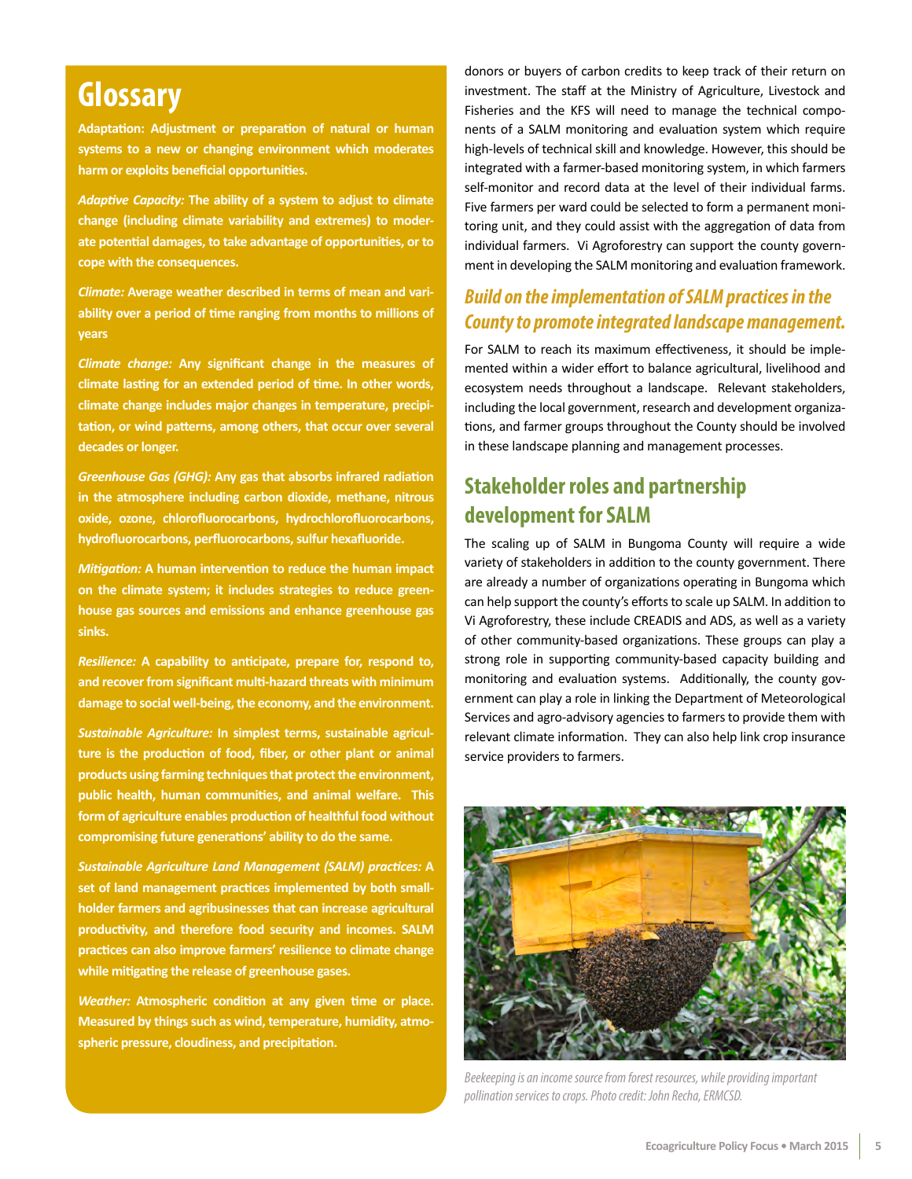## Glossary

**Adaptation: Adjustment or preparation of natural or human systems to a new or changing environment which moderates harm or exploits beneficial opportunities.**

***Adaptive Capacity:*** **The ability of a system to adjust to climate change (including climate variability and extremes) to moderate potential damages, to take advantage of opportunities, or to cope with the consequences.**

***Climate:*** **Average weather described in terms of mean and variability over a period of time ranging from months to millions of years**

***Climate change:*** **Any significant change in the measures of climate lasting for an extended period of time. In other words, climate change includes major changes in temperature, precipitation, or wind patterns, among others, that occur over several decades or longer.**

***Greenhouse Gas (GHG):*** **Any gas that absorbs infrared radiation in the atmosphere including carbon dioxide, methane, nitrous oxide, ozone, chlorofluorocarbons, hydrochlorofluorocarbons, hydrofluorocarbons, perfluorocarbons, sulfur hexafluoride.**

***Mitigation:*** **A human intervention to reduce the human impact on the climate system; it includes strategies to reduce greenhouse gas sources and emissions and enhance greenhouse gas sinks.**

***Resilience:*** **A capability to anticipate, prepare for, respond to, and recover from significant multi-hazard threats with minimum damage to social well-being, the economy, and the environment.**

***Sustainable Agriculture:*** **In simplest terms, sustainable agriculture is the production of food, fiber, or other plant or animal products using farming techniques that protect the environment, public health, human communities, and animal welfare. This form of agriculture enables production of healthful food without compromising future generations' ability to do the same.**

***Sustainable Agriculture Land Management (SALM) practices:*** **A set of land management practices implemented by both smallholder farmers and agribusinesses that can increase agricultural productivity, and therefore food security and incomes. SALM practices can also improve farmers' resilience to climate change while mitigating the release of greenhouse gases.**

***Weather:*** **Atmospheric condition at any given time or place. Measured by things such as wind, temperature, humidity, atmospheric pressure, cloudiness, and precipitation.**

donors or buyers of carbon credits to keep track of their return on investment. The staff at the Ministry of Agriculture, Livestock and Fisheries and the KFS will need to manage the technical components of a SALM monitoring and evaluation system which require high-levels of technical skill and knowledge. However, this should be integrated with a farmer-based monitoring system, in which farmers self-monitor and record data at the level of their individual farms. Five farmers per ward could be selected to form a permanent monitoring unit, and they could assist with the aggregation of data from individual farmers. Vi Agroforestry can support the county government in developing the SALM monitoring and evaluation framework.

### *Build on the implementation of SALM practices in the County to promote integrated landscape management.*

For SALM to reach its maximum effectiveness, it should be implemented within a wider effort to balance agricultural, livelihood and ecosystem needs throughout a landscape. Relevant stakeholders, including the local government, research and development organizations, and farmer groups throughout the County should be involved in these landscape planning and management processes.

## Stakeholder roles and partnership development for SALM

The scaling up of SALM in Bungoma County will require a wide variety of stakeholders in addition to the county government. There are already a number of organizations operating in Bungoma which can help support the county's efforts to scale up SALM. In addition to Vi Agroforestry, these include CREADIS and ADS, as well as a variety of other community-based organizations. These groups can play a strong role in supporting community-based capacity building and monitoring and evaluation systems. Additionally, the county government can play a role in linking the Department of Meteorological Services and agro-advisory agencies to farmers to provide them with relevant climate information. They can also help link crop insurance service providers to farmers.

*Beekeeping is an income source from forest resources, while providing important pollination services to crops. Photo credit: John Recha, ERMCSD.*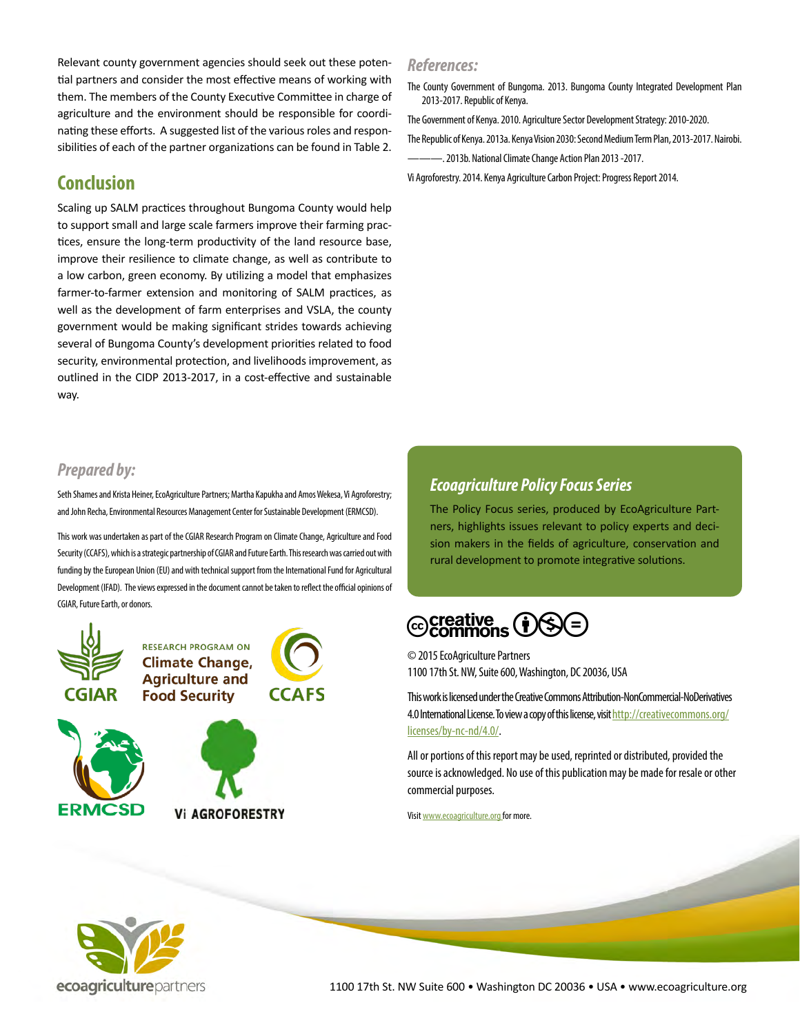Relevant county government agencies should seek out these potential partners and consider the most effective means of working with them. The members of the County Executive Committee in charge of agriculture and the environment should be responsible for coordinating these efforts. A suggested list of the various roles and responsibilities of each of the partner organizations can be found in Table 2.

## Conclusion

Scaling up SALM practices throughout Bungoma County would help to support small and large scale farmers improve their farming practices, ensure the long-term productivity of the land resource base, improve their resilience to climate change, as well as contribute to a low carbon, green economy. By utilizing a model that emphasizes farmer-to-farmer extension and monitoring of SALM practices, as well as the development of farm enterprises and VSLA, the county government would be making significant strides towards achieving several of Bungoma County's development priorities related to food security, environmental protection, and livelihoods improvement, as outlined in the CIDP 2013-2017, in a cost-effective and sustainable way.

### *References:*

The County Government of Bungoma. 2013. Bungoma County Integrated Development Plan 2013-2017. Republic of Kenya.

The Government of Kenya. 2010. Agriculture Sector Development Strategy: 2010-2020.

The Republic of Kenya. 2013a. Kenya Vision 2030: Second Medium Term Plan, 2013-2017. Nairobi.

———. 2013b. National Climate Change Action Plan 2013 -2017.

Vi Agroforestry. 2014. Kenya Agriculture Carbon Project: Progress Report 2014.

### *Prepared by:*

Seth Shames and Krista Heiner, EcoAgriculture Partners; Martha Kapukha and Amos Wekesa, Vi Agroforestry; and John Recha, Environmental Resources Management Center for Sustainable Development (ERMCSD).

This work was undertaken as part of the CGIAR Research Program on Climate Change, Agriculture and Food Security (CCAFS), which is a strategic partnership of CGIAR and Future Earth. This research was carried out with funding by the European Union (EU) and with technical support from the International Fund for Agricultural Development (IFAD). The views expressed in the document cannot be taken to reflect the official opinions of CGIAR, Future Earth, or donors.

### *Ecoagriculture Policy Focus Series*

The Policy Focus series, produced by EcoAgriculture Partners, highlights issues relevant to policy experts and decision makers in the fields of agriculture, conservation and rural development to promote integrative solutions.

© 2015 EcoAgriculture Partners
1100 17th St. NW, Suite 600, Washington, DC 20036, USA

This work is licensed under the Creative Commons Attribution-NonCommercial-NoDerivatives 4.0 International License. To view a copy of this license, visit http://creativecommons.org/licenses/by-nc-nd/4.0/.

All or portions of this report may be used, reprinted or distributed, provided the source is acknowledged. No use of this publication may be made for resale or other commercial purposes.

Visit www.ecoagriculture.org for more.

1100 17th St. NW Suite 600 • Washington DC 20036 • USA • www.ecoagriculture.org